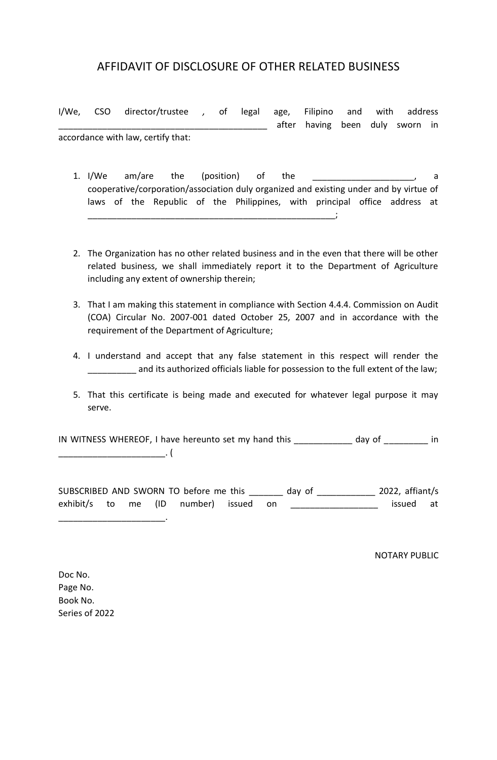# AFFIDAVIT OF DISCLOSURE OF OTHER RELATED BUSINESS

I/We, CSO director/trustee , of legal age, Filipino and with address ___________________________________________ after having been duly sworn in accordance with law, certify that:

1. I/We am/are the (position) of the _____________________, a cooperative/corporation/association duly organized and existing under and by virtue of laws of the Republic of the Philippines, with principal office address at ____________________________________________________;

2. The Organization has no other related business and in the even that there will be other related business, we shall immediately report it to the Department of Agriculture including any extent of ownership therein;

3. That I am making this statement in compliance with Section 4.4.4. Commission on Audit (COA) Circular No. 2007-001 dated October 25, 2007 and in accordance with the requirement of the Department of Agriculture;

4. I understand and accept that any false statement in this respect will render the __________ and its authorized officials liable for possession to the full extent of the law;

5. That this certificate is being made and executed for whatever legal purpose it may serve.

IN WITNESS WHEREOF, I have hereunto set my hand this ____________ day of _________ in ______________________. (

SUBSCRIBED AND SWORN TO before me this _______ day of ____________ 2022, affiant/s exhibit/s to me (ID number) issued on __________________ issued at ______________________.

NOTARY PUBLIC

Doc No.
Page No.
Book No.
Series of 2022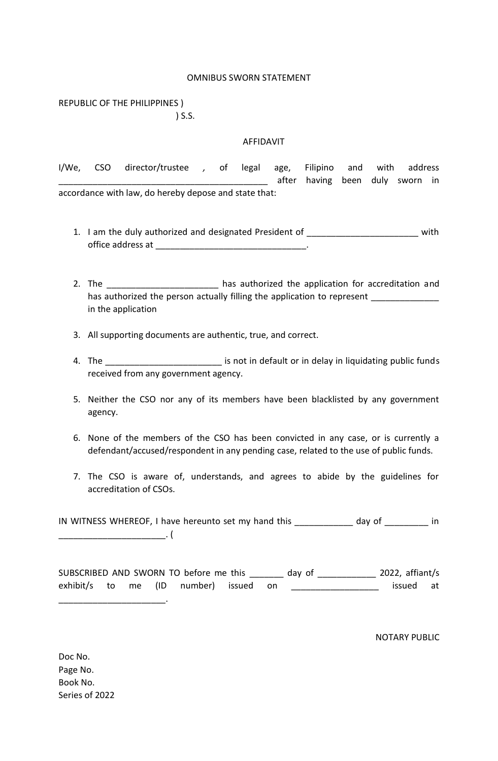OMNIBUS SWORN STATEMENT

REPUBLIC OF THE PHILIPPINES )
) S.S.

AFFIDAVIT

I/We, CSO director/trustee , of legal age, Filipino and with address ___________________________________________ after having been duly sworn in accordance with law, do hereby depose and state that:

1. I am the duly authorized and designated President of _______________________ with office address at _______________________________.

2. The _______________________ has authorized the application for accreditation and has authorized the person actually filling the application to represent ______________ in the application

3. All supporting documents are authentic, true, and correct.

4. The ________________________ is not in default or in delay in liquidating public funds received from any government agency.

5. Neither the CSO nor any of its members have been blacklisted by any government agency.

6. None of the members of the CSO has been convicted in any case, or is currently a defendant/accused/respondent in any pending case, related to the use of public funds.

7. The CSO is aware of, understands, and agrees to abide by the guidelines for accreditation of CSOs.

IN WITNESS WHEREOF, I have hereunto set my hand this ____________ day of _________ in ______________________. (

SUBSCRIBED AND SWORN TO before me this _______ day of ____________ 2022, affiant/s exhibit/s to me (ID number) issued on __________________ issued at ______________________.

NOTARY PUBLIC

Doc No.
Page No.
Book No.
Series of 2022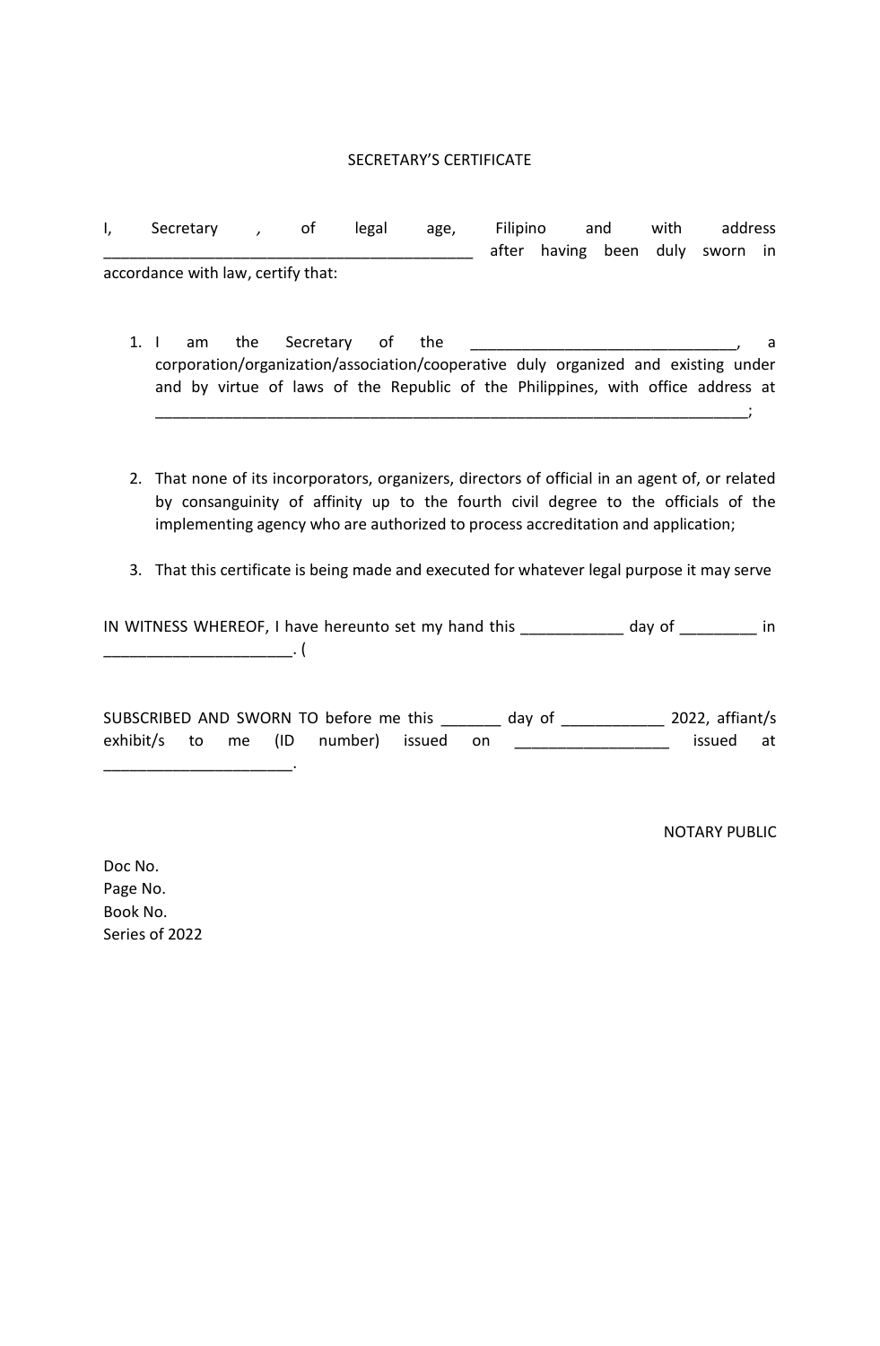SECRETARY'S CERTIFICATE

I, Secretary , of legal age, Filipino and with address ___________________________________________ after having been duly sworn in accordance with law, certify that:

1. I am the Secretary of the _______________________________, a corporation/organization/association/cooperative duly organized and existing under and by virtue of laws of the Republic of the Philippines, with office address at _____________________________________________________________________;

2. That none of its incorporators, organizers, directors of official in an agent of, or related by consanguinity of affinity up to the fourth civil degree to the officials of the implementing agency who are authorized to process accreditation and application;

3. That this certificate is being made and executed for whatever legal purpose it may serve

IN WITNESS WHEREOF, I have hereunto set my hand this ____________ day of _________ in ______________________. (

SUBSCRIBED AND SWORN TO before me this _______ day of ____________ 2022, affiant/s exhibit/s to me (ID number) issued on __________________ issued at ______________________.

NOTARY PUBLIC

Doc No.
Page No.
Book No.
Series of 2022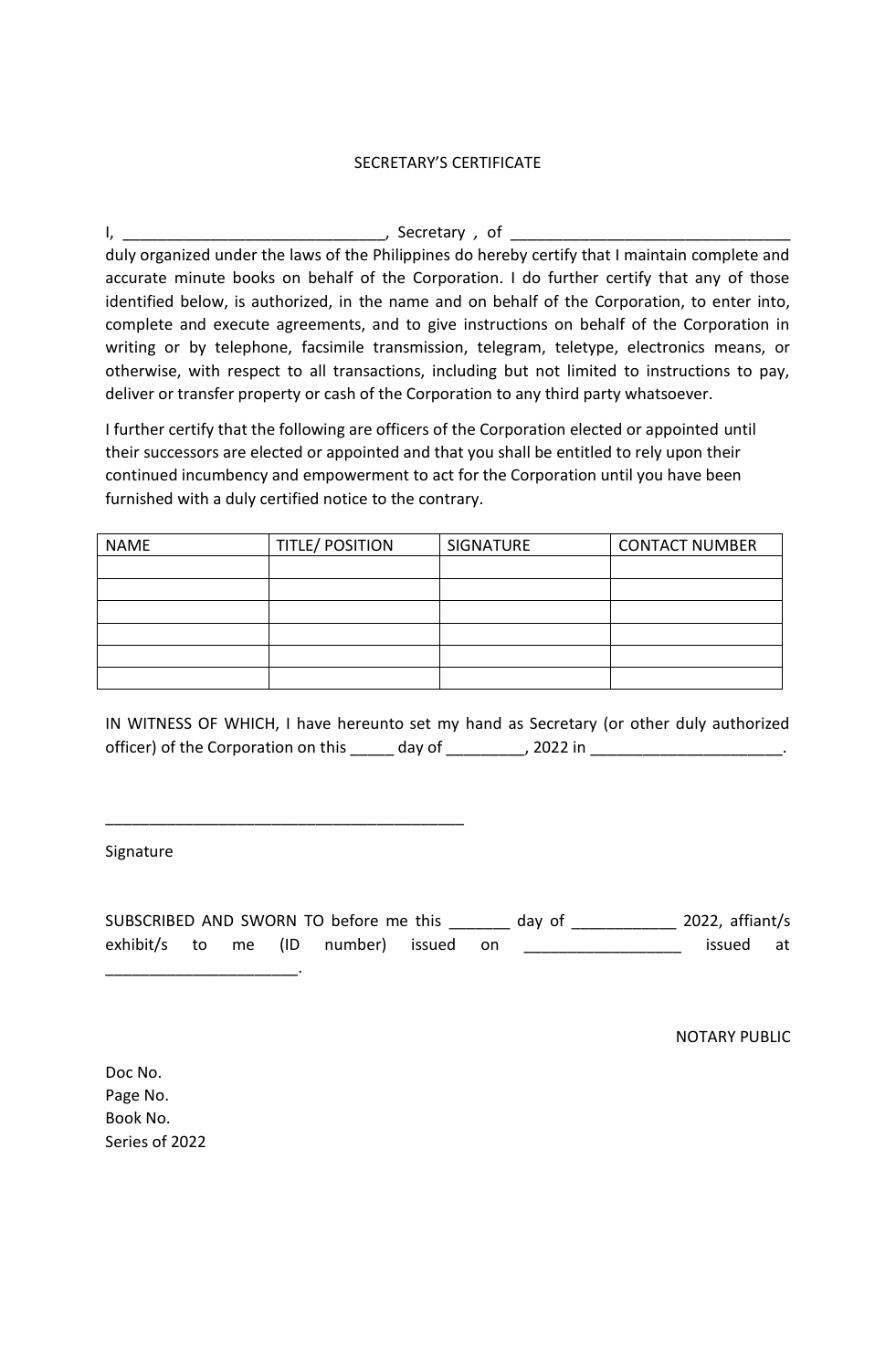# SECRETARY'S CERTIFICATE

I, ______________________________, Secretary , of ________________________________ duly organized under the laws of the Philippines do hereby certify that I maintain complete and accurate minute books on behalf of the Corporation. I do further certify that any of those identified below, is authorized, in the name and on behalf of the Corporation, to enter into, complete and execute agreements, and to give instructions on behalf of the Corporation in writing or by telephone, facsimile transmission, telegram, teletype, electronics means, or otherwise, with respect to all transactions, including but not limited to instructions to pay, deliver or transfer property or cash of the Corporation to any third party whatsoever.

I further certify that the following are officers of the Corporation elected or appointed until their successors are elected or appointed and that you shall be entitled to rely upon their continued incumbency and empowerment to act for the Corporation until you have been furnished with a duly certified notice to the contrary.

| NAME | TITLE/ POSITION | SIGNATURE | CONTACT NUMBER |
|---|---|---|---|
| | | | |
| | | | |
| | | | |
| | | | |
| | | | |
| | | | |

IN WITNESS OF WHICH, I have hereunto set my hand as Secretary (or other duly authorized officer) of the Corporation on this _____ day of _________, 2022 in ______________________.

_________________________________________

Signature

SUBSCRIBED AND SWORN TO before me this _______ day of ____________ 2022, affiant/s exhibit/s to me (ID number) issued on _________________ issued at ______________________.

NOTARY PUBLIC

Doc No.
Page No.
Book No.
Series of 2022